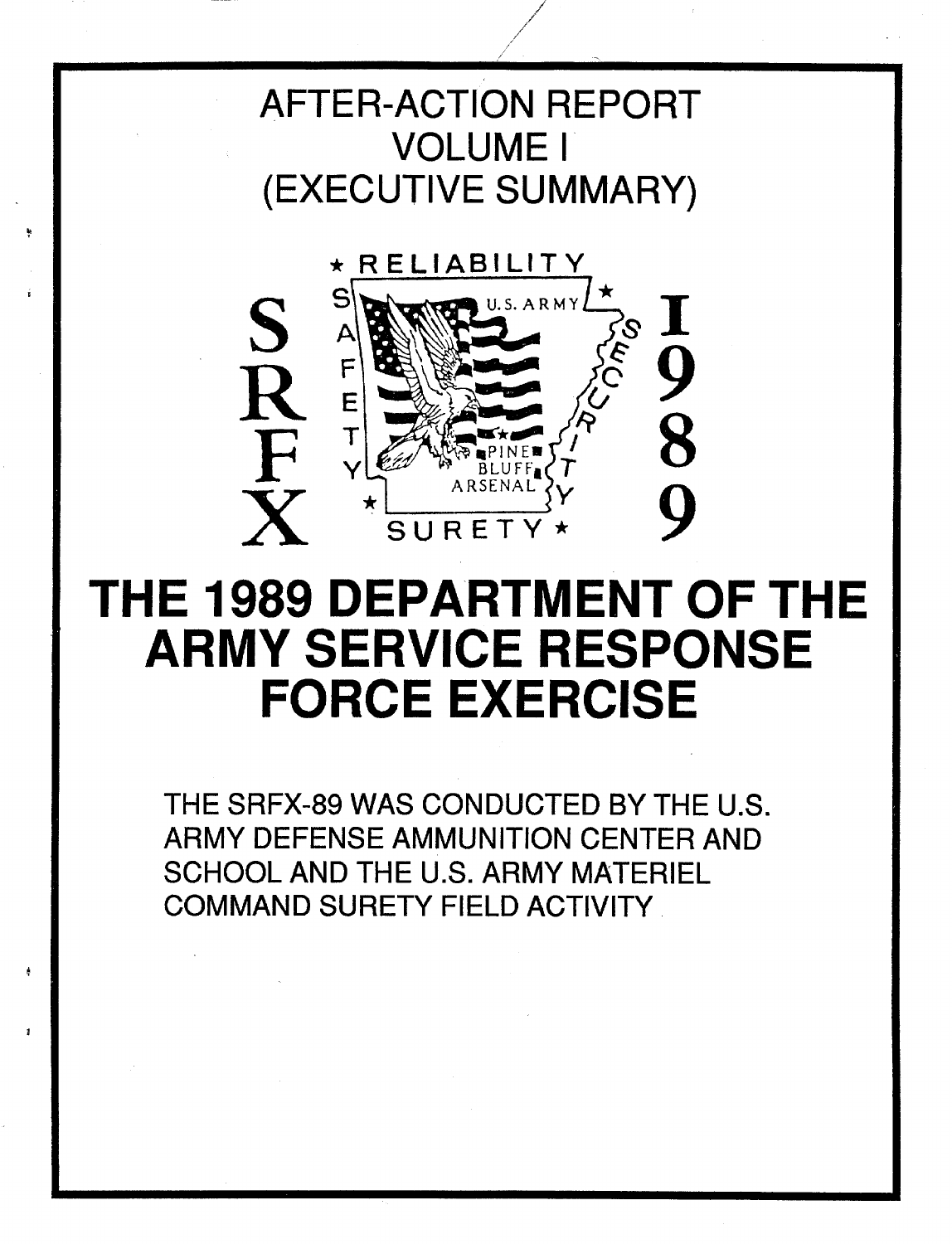# AFTER-ACTION REPORT
## VOLUME I
## (EXECUTIVE SUMMARY)

SRFX 1989

RELIABILITY SAFETY SECURITY SURETY

U.S. ARMY PINE BLUFF ARSENAL

# THE 1989 DEPARTMENT OF THE ARMY SERVICE RESPONSE FORCE EXERCISE

THE SRFX-89 WAS CONDUCTED BY THE U.S. ARMY DEFENSE AMMUNITION CENTER AND SCHOOL AND THE U.S. ARMY MATERIEL COMMAND SURETY FIELD ACTIVITY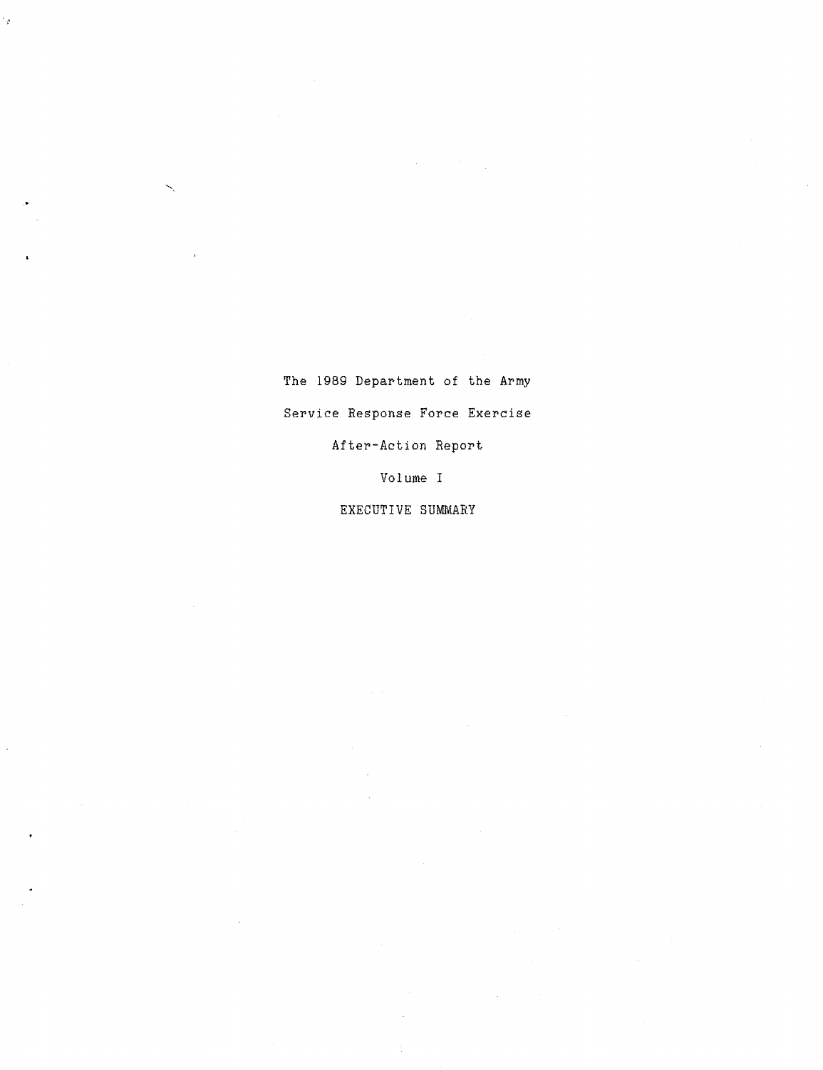# The 1989 Department of the Army Service Response Force Exercise

## After-Action Report

### Volume I

### EXECUTIVE SUMMARY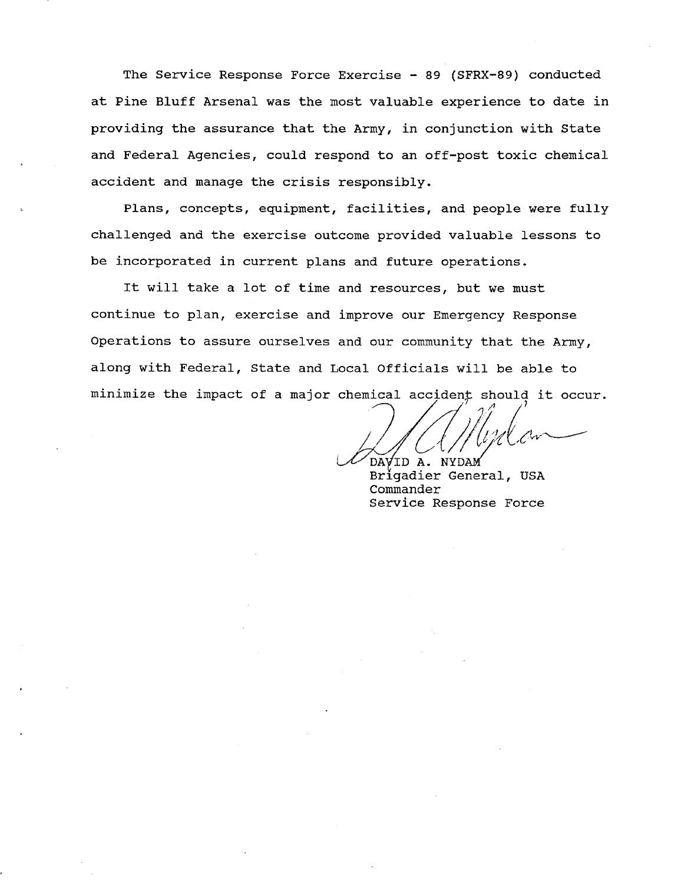The Service Response Force Exercise - 89 (SFRX-89) conducted at Pine Bluff Arsenal was the most valuable experience to date in providing the assurance that the Army, in conjunction with State and Federal Agencies, could respond to an off-post toxic chemical accident and manage the crisis responsibly.

Plans, concepts, equipment, facilities, and people were fully challenged and the exercise outcome provided valuable lessons to be incorporated in current plans and future operations.

It will take a lot of time and resources, but we must continue to plan, exercise and improve our Emergency Response Operations to assure ourselves and our community that the Army, along with Federal, State and Local Officials will be able to minimize the impact of a major chemical accident should it occur.

DAVID A. NYDAM
Brigadier General, USA
Commander
Service Response Force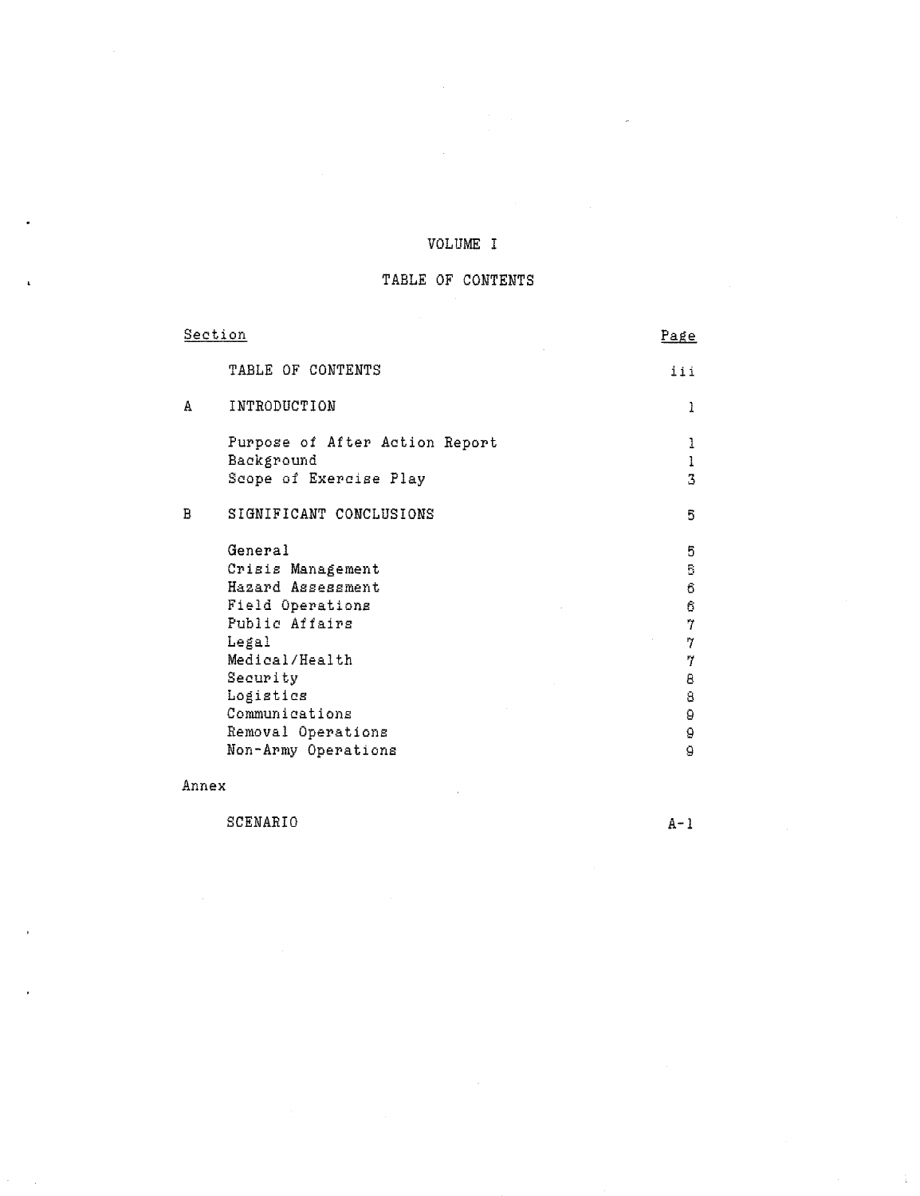# VOLUME I

## TABLE OF CONTENTS

| Section | | Page |
|---|---|---|
| | TABLE OF CONTENTS | iii |
| A | INTRODUCTION | 1 |
| | Purpose of After Action Report | 1 |
| | Background | 1 |
| | Scope of Exercise Play | 3 |
| B | SIGNIFICANT CONCLUSIONS | 5 |
| | General | 5 |
| | Crisis Management | 5 |
| | Hazard Assessment | 6 |
| | Field Operations | 6 |
| | Public Affairs | 7 |
| | Legal | 7 |
| | Medical/Health | 7 |
| | Security | 8 |
| | Logistics | 8 |
| | Communications | 9 |
| | Removal Operations | 9 |
| | Non-Army Operations | 9 |
| Annex | | |
| | SCENARIO | A-1 |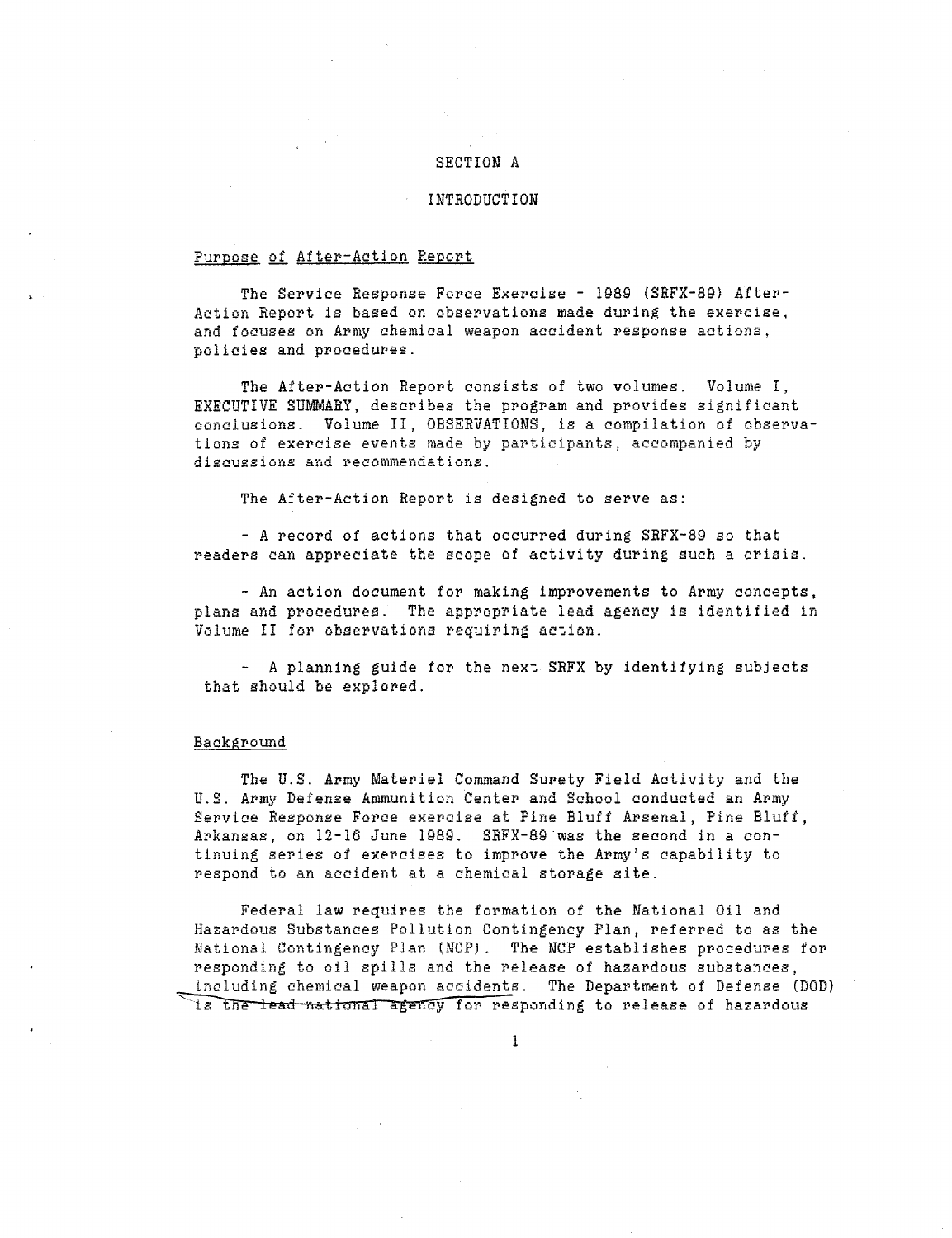# SECTION A

## INTRODUCTION

### Purpose of After-Action Report

The Service Response Force Exercise - 1989 (SRFX-89) After-Action Report is based on observations made during the exercise, and focuses on Army chemical weapon accident response actions, policies and procedures.

The After-Action Report consists of two volumes. Volume I, EXECUTIVE SUMMARY, describes the program and provides significant conclusions. Volume II, OBSERVATIONS, is a compilation of observations of exercise events made by participants, accompanied by discussions and recommendations.

The After-Action Report is designed to serve as:

- A record of actions that occurred during SRFX-89 so that readers can appreciate the scope of activity during such a crisis.

- An action document for making improvements to Army concepts, plans and procedures. The appropriate lead agency is identified in Volume II for observations requiring action.

- A planning guide for the next SRFX by identifying subjects that should be explored.

### Background

The U.S. Army Materiel Command Surety Field Activity and the U.S. Army Defense Ammunition Center and School conducted an Army Service Response Force exercise at Pine Bluff Arsenal, Pine Bluff, Arkansas, on 12-16 June 1989. SRFX-89 was the second in a continuing series of exercises to improve the Army's capability to respond to an accident at a chemical storage site.

Federal law requires the formation of the National Oil and Hazardous Substances Pollution Contingency Plan, referred to as the National Contingency Plan (NCP). The NCP establishes procedures for responding to oil spills and the release of hazardous substances, including chemical weapon accidents. The Department of Defense (DOD) is the lead national agency for responding to release of hazardous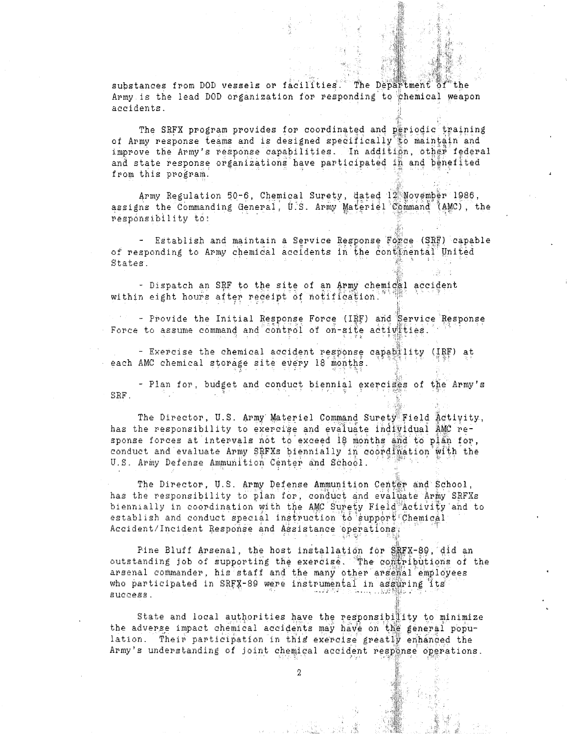substances from DOD vessels or facilities. The Department of the Army is the lead DOD organization for responding to chemical weapon accidents.

The SRFX program provides for coordinated and periodic training of Army response teams and is designed specifically to maintain and improve the Army's response capabilities. In addition, other federal and state response organizations have participated in and benefited from this program.

Army Regulation 50-6, Chemical Surety, dated 12 November 1986, assigns the Commanding General, U.S. Army Materiel Command (AMC), the responsibility to:

- Establish and maintain a Service Response Force (SRF) capable of responding to Army chemical accidents in the continental United States.

- Dispatch an SRF to the site of an Army chemical accident within eight hours after receipt of notification.

- Provide the Initial Response Force (IRF) and Service Response Force to assume command and control of on-site activities.

- Exercise the chemical accident response capability (IRF) at each AMC chemical storage site every 18 months.

- Plan for, budget and conduct biennial exercises of the Army's SRF.

The Director, U.S. Army Materiel Command Surety Field Activity, has the responsibility to exercise and evaluate individual AMC response forces at intervals not to exceed 18 months and to plan for, conduct and evaluate Army SRFXs biennially in coordination with the U.S. Army Defense Ammunition Center and School.

The Director, U.S. Army Defense Ammunition Center and School, has the responsibility to plan for, conduct and evaluate Army SRFXs biennially in coordination with the AMC Surety Field Activity and to establish and conduct special instruction to support Chemical Accident/Incident Response and Assistance operations.

Pine Bluff Arsenal, the host installation for SRFX-89, did an outstanding job of supporting the exercise. The contributions of the arsenal commander, his staff and the many other arsenal employees who participated in SRFX-89 were instrumental in assuring its success.

State and local authorities have the responsibility to minimize the adverse impact chemical accidents may have on the general population. Their participation in this exercise greatly enhanced the Army's understanding of joint chemical accident response operations.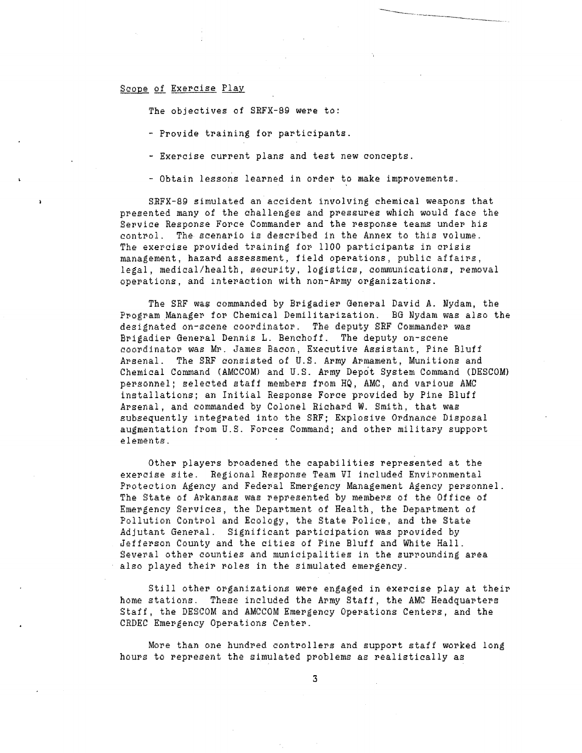## Scope of Exercise Play

The objectives of SRFX-89 were to:

- Provide training for participants.

- Exercise current plans and test new concepts.

- Obtain lessons learned in order to make improvements.

SRFX-89 simulated an accident involving chemical weapons that presented many of the challenges and pressures which would face the Service Response Force Commander and the response teams under his control. The scenario is described in the Annex to this volume. The exercise provided training for 1100 participants in crisis management, hazard assessment, field operations, public affairs, legal, medical/health, security, logistics, communications, removal operations, and interaction with non-Army organizations.

The SRF was commanded by Brigadier General David A. Nydam, the Program Manager for Chemical Demilitarization. BG Nydam was also the designated on-scene coordinator. The deputy SRF Commander was Brigadier General Dennis L. Benchoff. The deputy on-scene coordinator was Mr. James Bacon, Executive Assistant, Pine Bluff Arsenal. The SRF consisted of U.S. Army Armament, Munitions and Chemical Command (AMCCOM) and U.S. Army Depot System Command (DESCOM) personnel; selected staff members from HQ, AMC, and various AMC installations; an Initial Response Force provided by Pine Bluff Arsenal, and commanded by Colonel Richard W. Smith, that was subsequently integrated into the SRF; Explosive Ordnance Disposal augmentation from U.S. Forces Command; and other military support elements.

Other players broadened the capabilities represented at the exercise site. Regional Response Team VI included Environmental Protection Agency and Federal Emergency Management Agency personnel. The State of Arkansas was represented by members of the Office of Emergency Services, the Department of Health, the Department of Pollution Control and Ecology, the State Police, and the State Adjutant General. Significant participation was provided by Jefferson County and the cities of Pine Bluff and White Hall. Several other counties and municipalities in the surrounding area also played their roles in the simulated emergency.

Still other organizations were engaged in exercise play at their home stations. These included the Army Staff, the AMC Headquarters Staff, the DESCOM and AMCCOM Emergency Operations Centers, and the CRDEC Emergency Operations Center.

More than one hundred controllers and support staff worked long hours to represent the simulated problems as realistically as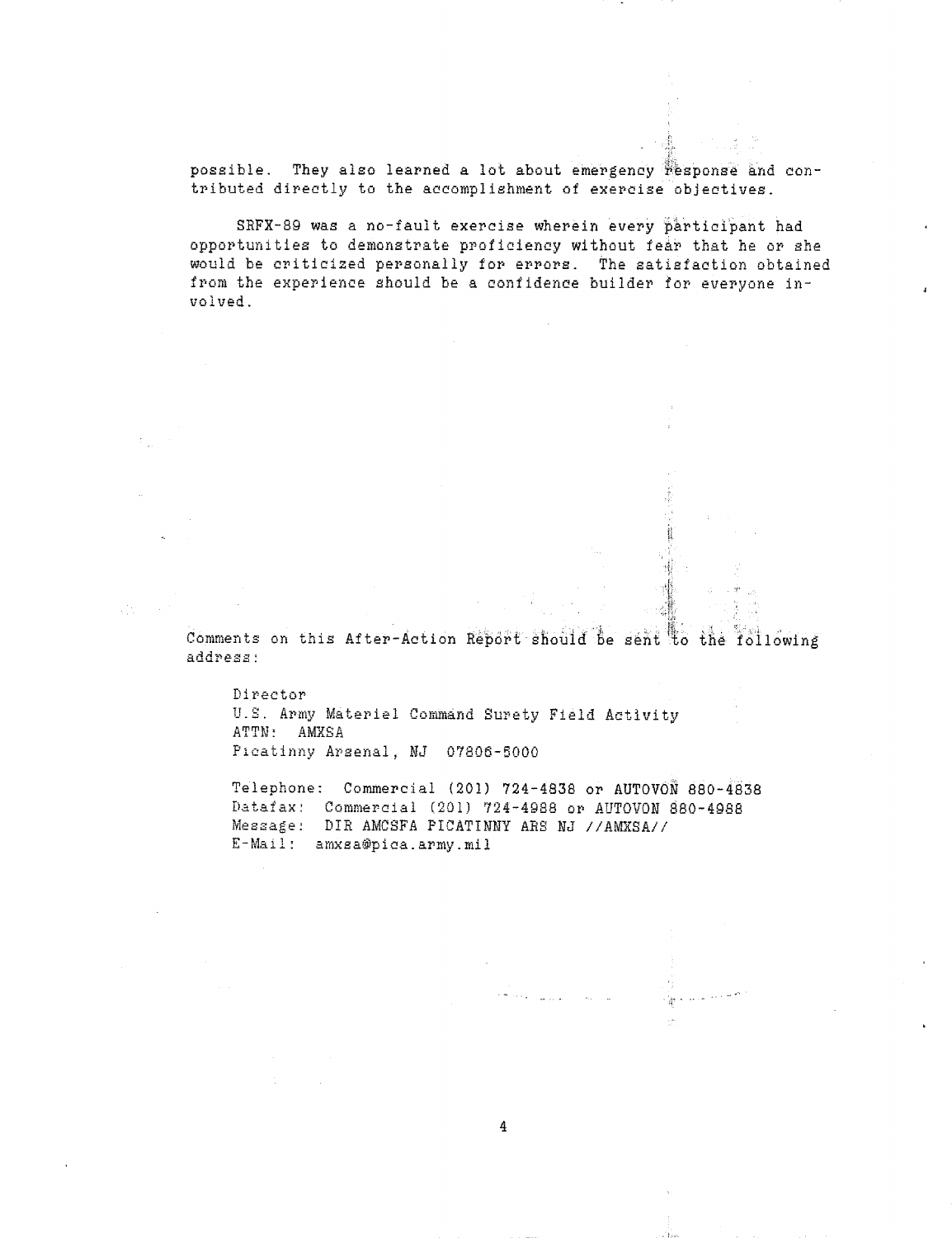possible. They also learned a lot about emergency response and contributed directly to the accomplishment of exercise objectives.

SRFX-89 was a no-fault exercise wherein every participant had opportunities to demonstrate proficiency without fear that he or she would be criticized personally for errors. The satisfaction obtained from the experience should be a confidence builder for everyone involved.

Comments on this After-Action Report should be sent to the following address:

Director
U.S. Army Materiel Command Surety Field Activity
ATTN: AMXSA
Picatinny Arsenal, NJ 07806-5000

Telephone: Commercial (201) 724-4838 or AUTOVON 880-4838
Datafax: Commercial (201) 724-4988 or AUTOVON 880-4988
Message: DIR AMCSFA PICATINNY ARS NJ //AMXSA//
E-Mail: amxsa@pica.army.mil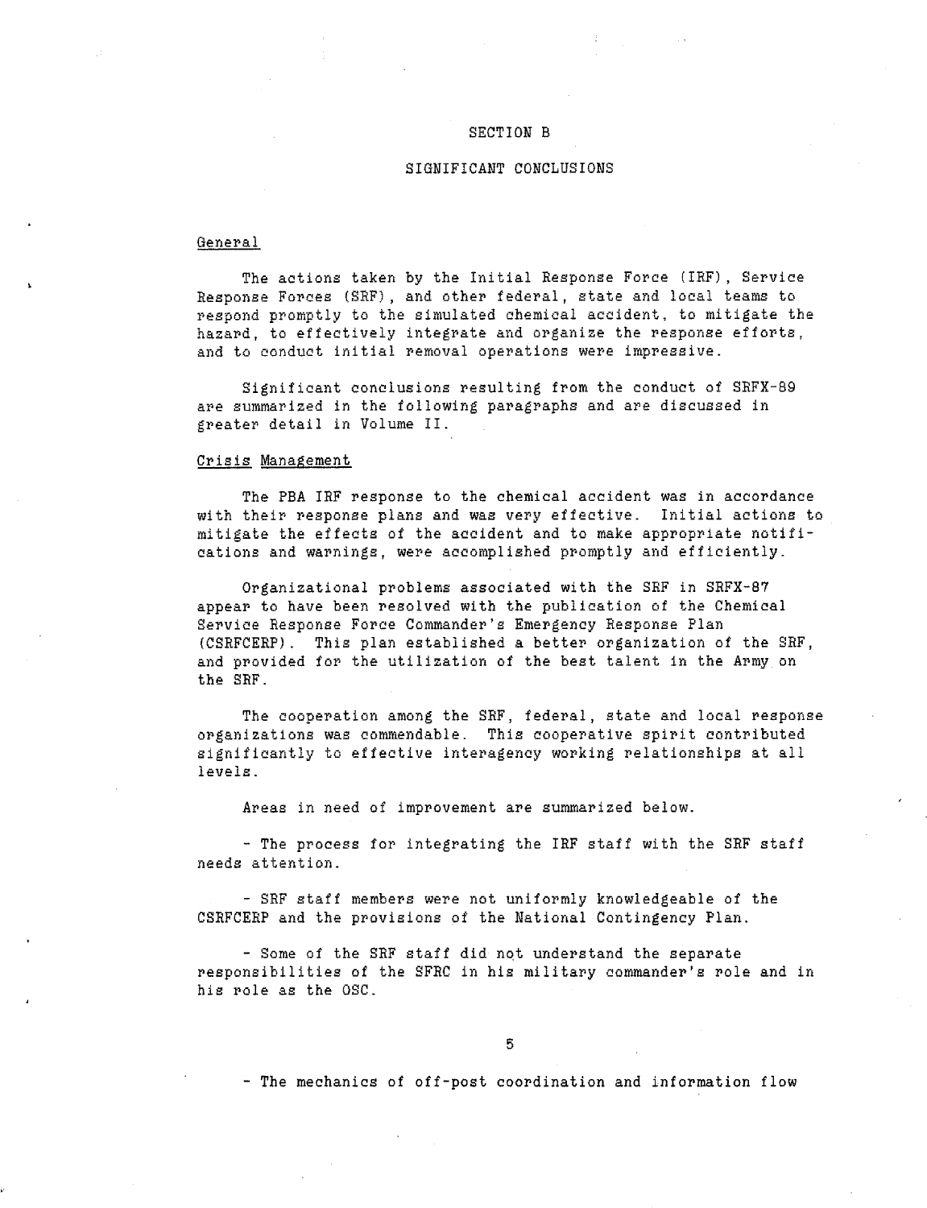# SECTION B

## SIGNIFICANT CONCLUSIONS

### General

The actions taken by the Initial Response Force (IRF), Service Response Forces (SRF), and other federal, state and local teams to respond promptly to the simulated chemical accident, to mitigate the hazard, to effectively integrate and organize the response efforts, and to conduct initial removal operations were impressive.

Significant conclusions resulting from the conduct of SRFX-89 are summarized in the following paragraphs and are discussed in greater detail in Volume II.

### Crisis Management

The PBA IRF response to the chemical accident was in accordance with their response plans and was very effective. Initial actions to mitigate the effects of the accident and to make appropriate notifications and warnings, were accomplished promptly and efficiently.

Organizational problems associated with the SRF in SRFX-87 appear to have been resolved with the publication of the Chemical Service Response Force Commander's Emergency Response Plan (CSRFCERP). This plan established a better organization of the SRF, and provided for the utilization of the best talent in the Army on the SRF.

The cooperation among the SRF, federal, state and local response organizations was commendable. This cooperative spirit contributed significantly to effective interagency working relationships at all levels.

Areas in need of improvement are summarized below.

- The process for integrating the IRF staff with the SRF staff needs attention.

- SRF staff members were not uniformly knowledgeable of the CSRFCERP and the provisions of the National Contingency Plan.

- Some of the SRF staff did not understand the separate responsibilities of the SFRC in his military commander's role and in his role as the OSC.

- The mechanics of off-post coordination and information flow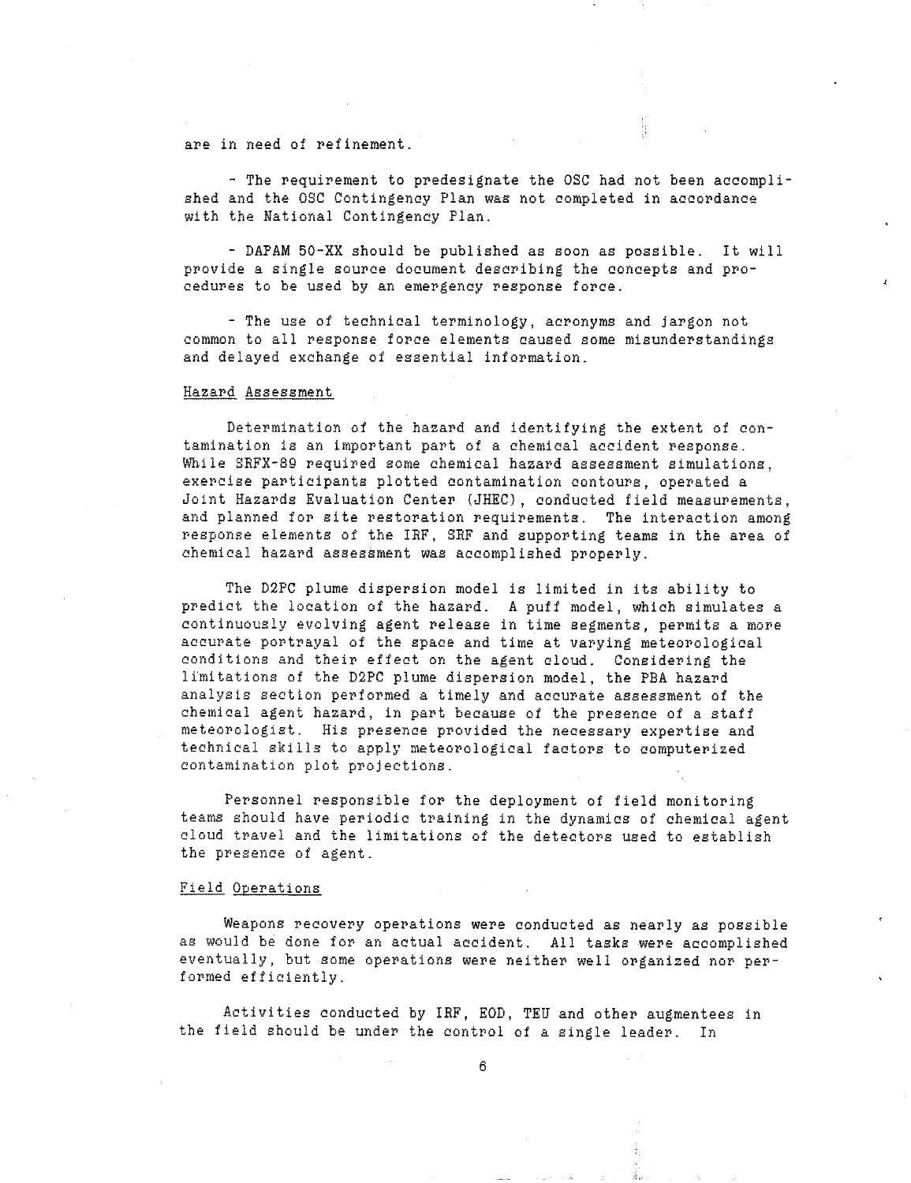are in need of refinement.

- The requirement to predesignate the OSC had not been accomplished and the OSC Contingency Plan was not completed in accordance with the National Contingency Plan.

- DAPAM 50-XX should be published as soon as possible. It will provide a single source document describing the concepts and procedures to be used by an emergency response force.

- The use of technical terminology, acronyms and jargon not common to all response force elements caused some misunderstandings and delayed exchange of essential information.

## Hazard Assessment

Determination of the hazard and identifying the extent of contamination is an important part of a chemical accident response. While SRFX-89 required some chemical hazard assessment simulations, exercise participants plotted contamination contours, operated a Joint Hazards Evaluation Center (JHEC), conducted field measurements, and planned for site restoration requirements. The interaction among response elements of the IRF, SRF and supporting teams in the area of chemical hazard assessment was accomplished properly.

The D2PC plume dispersion model is limited in its ability to predict the location of the hazard. A puff model, which simulates a continuously evolving agent release in time segments, permits a more accurate portrayal of the space and time at varying meteorological conditions and their effect on the agent cloud. Considering the limitations of the D2PC plume dispersion model, the PBA hazard analysis section performed a timely and accurate assessment of the chemical agent hazard, in part because of the presence of a staff meteorologist. His presence provided the necessary expertise and technical skills to apply meteorological factors to computerized contamination plot projections.

Personnel responsible for the deployment of field monitoring teams should have periodic training in the dynamics of chemical agent cloud travel and the limitations of the detectors used to establish the presence of agent.

## Field Operations

Weapons recovery operations were conducted as nearly as possible as would be done for an actual accident. All tasks were accomplished eventually, but some operations were neither well organized nor performed efficiently.

Activities conducted by IRF, EOD, TEU and other augmentees in the field should be under the control of a single leader. In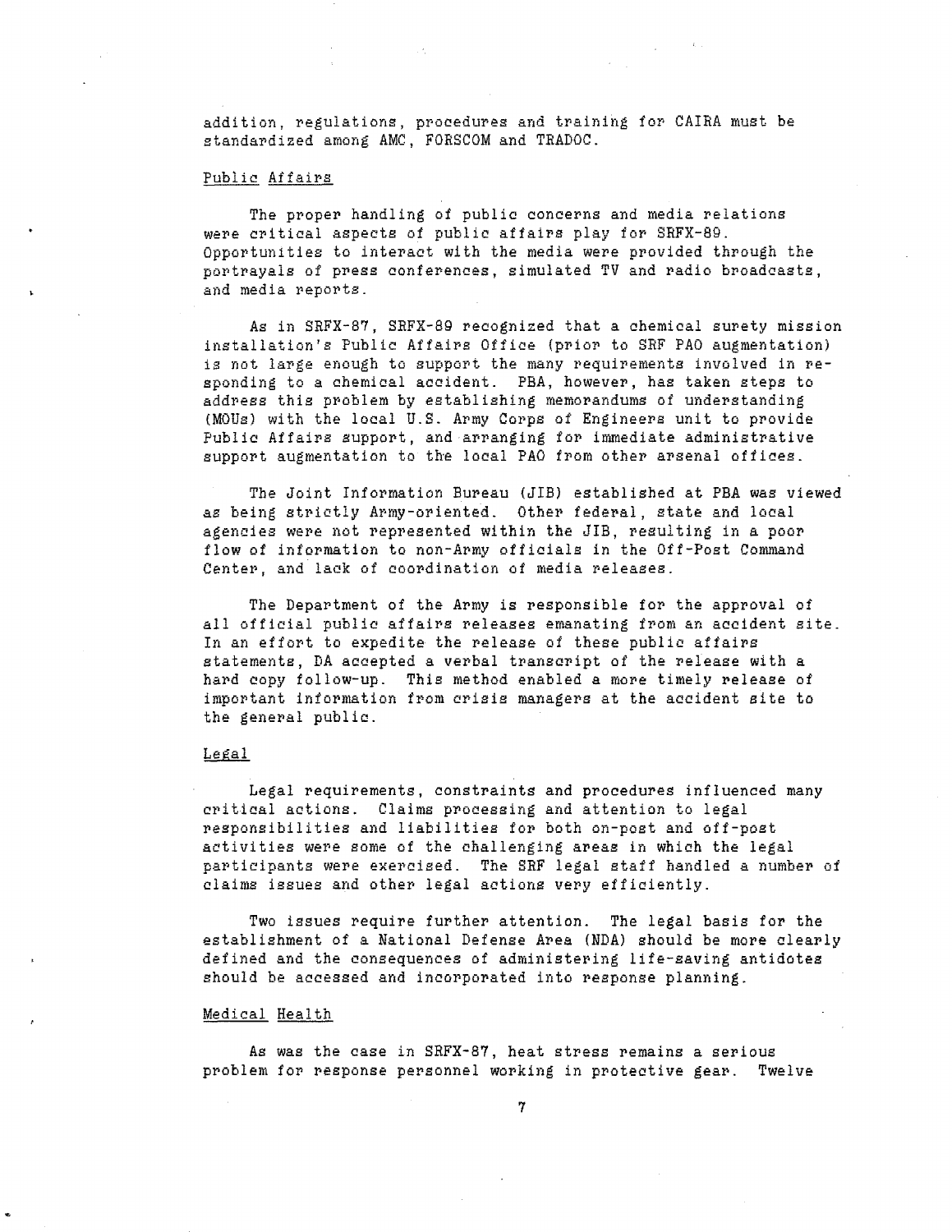addition, regulations, procedures and training for CAIRA must be standardized among AMC, FORSCOM and TRADOC.

## Public Affairs

The proper handling of public concerns and media relations were critical aspects of public affairs play for SRFX-89. Opportunities to interact with the media were provided through the portrayals of press conferences, simulated TV and radio broadcasts, and media reports.

As in SRFX-87, SRFX-89 recognized that a chemical surety mission installation's Public Affairs Office (prior to SRF PAO augmentation) is not large enough to support the many requirements involved in responding to a chemical accident. PBA, however, has taken steps to address this problem by establishing memorandums of understanding (MOUs) with the local U.S. Army Corps of Engineers unit to provide Public Affairs support, and arranging for immediate administrative support augmentation to the local PAO from other arsenal offices.

The Joint Information Bureau (JIB) established at PBA was viewed as being strictly Army-oriented. Other federal, state and local agencies were not represented within the JIB, resulting in a poor flow of information to non-Army officials in the Off-Post Command Center, and lack of coordination of media releases.

The Department of the Army is responsible for the approval of all official public affairs releases emanating from an accident site. In an effort to expedite the release of these public affairs statements, DA accepted a verbal transcript of the release with a hard copy follow-up. This method enabled a more timely release of important information from crisis managers at the accident site to the general public.

## Legal

Legal requirements, constraints and procedures influenced many critical actions. Claims processing and attention to legal responsibilities and liabilities for both on-post and off-post activities were some of the challenging areas in which the legal participants were exercised. The SRF legal staff handled a number of claims issues and other legal actions very efficiently.

Two issues require further attention. The legal basis for the establishment of a National Defense Area (NDA) should be more clearly defined and the consequences of administering life-saving antidotes should be accessed and incorporated into response planning.

## Medical Health

As was the case in SRFX-87, heat stress remains a serious problem for response personnel working in protective gear. Twelve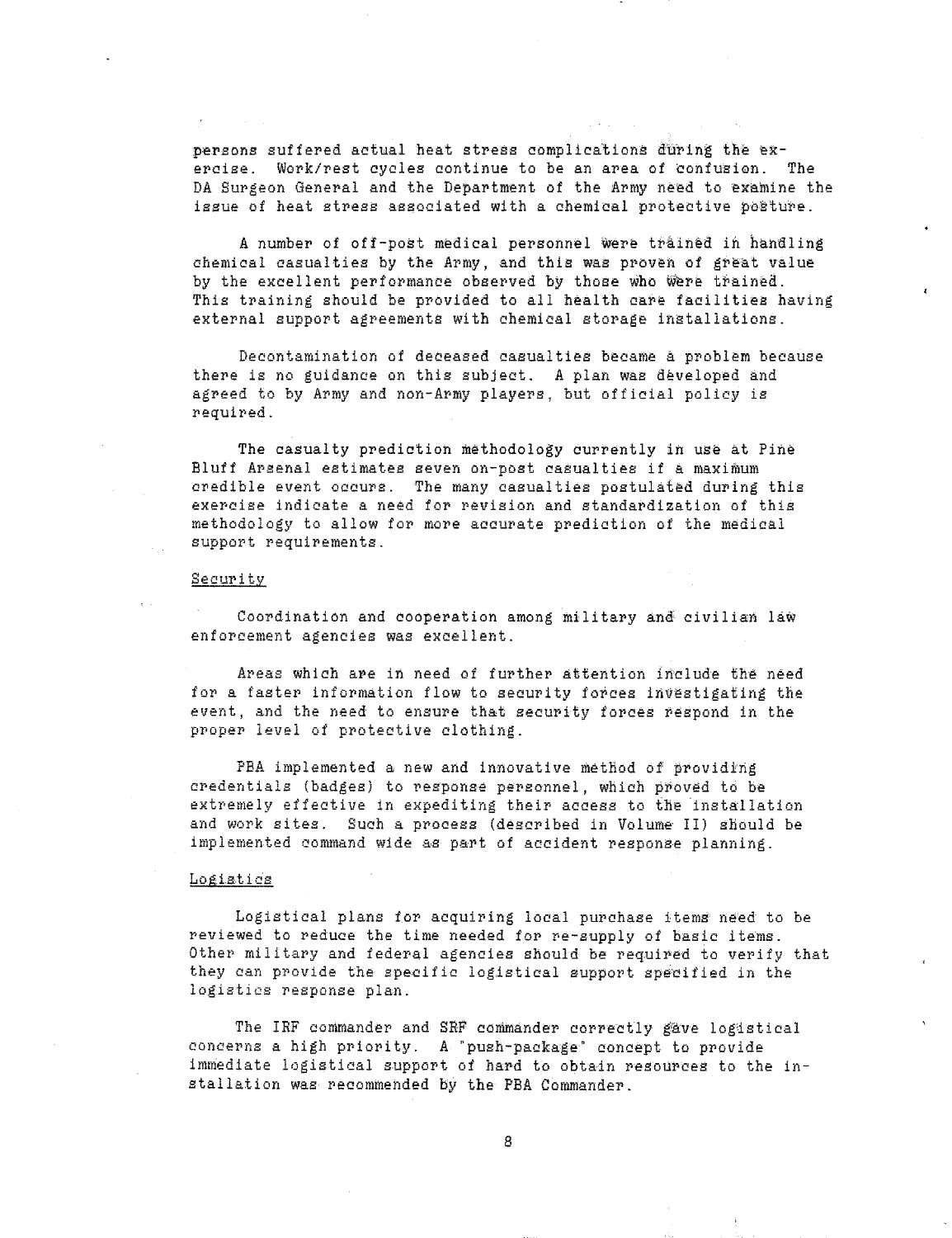persons suffered actual heat stress complications during the exercise. Work/rest cycles continue to be an area of confusion. The DA Surgeon General and the Department of the Army need to examine the issue of heat stress associated with a chemical protective posture.

A number of off-post medical personnel were trained in handling chemical casualties by the Army, and this was proven of great value by the excellent performance observed by those who were trained. This training should be provided to all health care facilities having external support agreements with chemical storage installations.

Decontamination of deceased casualties became a problem because there is no guidance on this subject. A plan was developed and agreed to by Army and non-Army players, but official policy is required.

The casualty prediction methodology currently in use at Pine Bluff Arsenal estimates seven on-post casualties if a maximum credible event occurs. The many casualties postulated during this exercise indicate a need for revision and standardization of this methodology to allow for more accurate prediction of the medical support requirements.

Security

Coordination and cooperation among military and civilian law enforcement agencies was excellent.

Areas which are in need of further attention include the need for a faster information flow to security forces investigating the event, and the need to ensure that security forces respond in the proper level of protective clothing.

PBA implemented a new and innovative method of providing credentials (badges) to response personnel, which proved to be extremely effective in expediting their access to the installation and work sites. Such a process (described in Volume II) should be implemented command wide as part of accident response planning.

Logistics

Logistical plans for acquiring local purchase items need to be reviewed to reduce the time needed for re-supply of basic items. Other military and federal agencies should be required to verify that they can provide the specific logistical support specified in the logistics response plan.

The IRF commander and SRF commander correctly gave logistical concerns a high priority. A "push-package" concept to provide immediate logistical support of hard to obtain resources to the installation was recommended by the PBA Commander.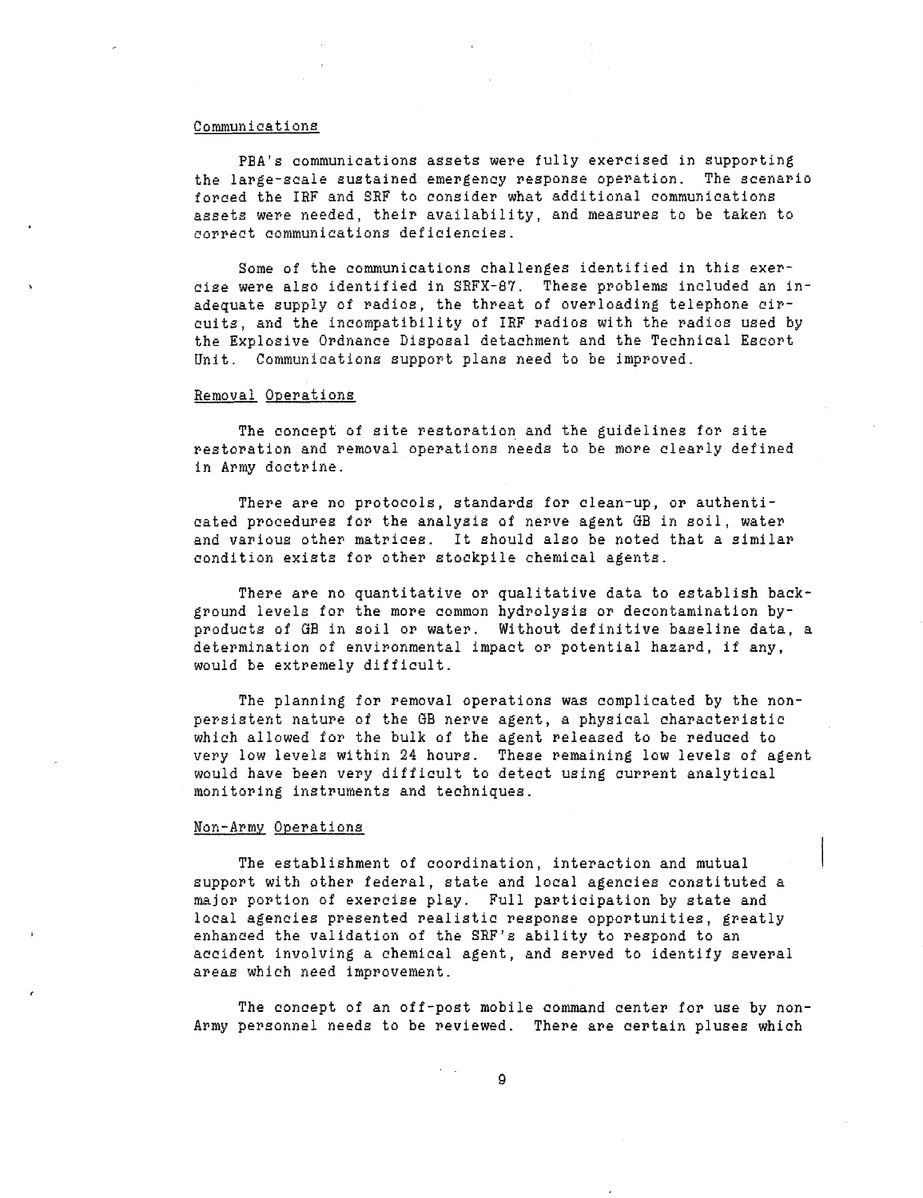## Communications

PBA's communications assets were fully exercised in supporting the large-scale sustained emergency response operation. The scenario forced the IRF and SRF to consider what additional communications assets were needed, their availability, and measures to be taken to correct communications deficiencies.

Some of the communications challenges identified in this exercise were also identified in SRFX-87. These problems included an inadequate supply of radios, the threat of overloading telephone circuits, and the incompatibility of IRF radios with the radios used by the Explosive Ordnance Disposal detachment and the Technical Escort Unit. Communications support plans need to be improved.

## Removal Operations

The concept of site restoration and the guidelines for site restoration and removal operations needs to be more clearly defined in Army doctrine.

There are no protocols, standards for clean-up, or authenticated procedures for the analysis of nerve agent GB in soil, water and various other matrices. It should also be noted that a similar condition exists for other stockpile chemical agents.

There are no quantitative or qualitative data to establish background levels for the more common hydrolysis or decontamination byproducts of GB in soil or water. Without definitive baseline data, a determination of environmental impact or potential hazard, if any, would be extremely difficult.

The planning for removal operations was complicated by the nonpersistent nature of the GB nerve agent, a physical characteristic which allowed for the bulk of the agent released to be reduced to very low levels within 24 hours. These remaining low levels of agent would have been very difficult to detect using current analytical monitoring instruments and techniques.

## Non-Army Operations

The establishment of coordination, interaction and mutual support with other federal, state and local agencies constituted a major portion of exercise play. Full participation by state and local agencies presented realistic response opportunities, greatly enhanced the validation of the SRF's ability to respond to an accident involving a chemical agent, and served to identify several areas which need improvement.

The concept of an off-post mobile command center for use by non-Army personnel needs to be reviewed. There are certain pluses which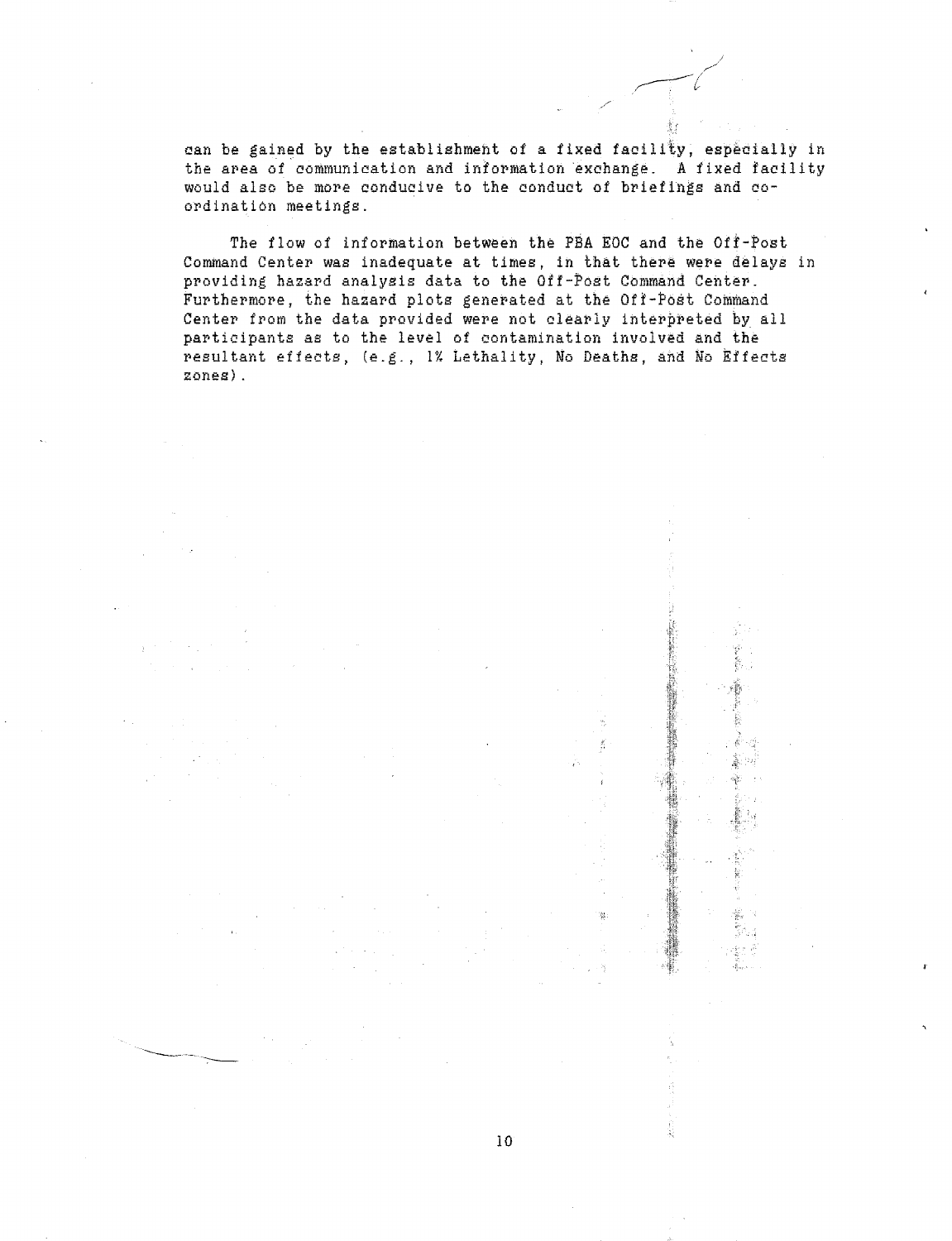can be gained by the establishment of a fixed facility, especially in the area of communication and information exchange. A fixed facility would also be more conducive to the conduct of briefings and coordination meetings.

The flow of information between the PBA EOC and the Off-Post Command Center was inadequate at times, in that there were delays in providing hazard analysis data to the Off-Post Command Center. Furthermore, the hazard plots generated at the Off-Post Command Center from the data provided were not clearly interpreted by all participants as to the level of contamination involved and the resultant effects, (e.g., 1% Lethality, No Deaths, and No Effects zones).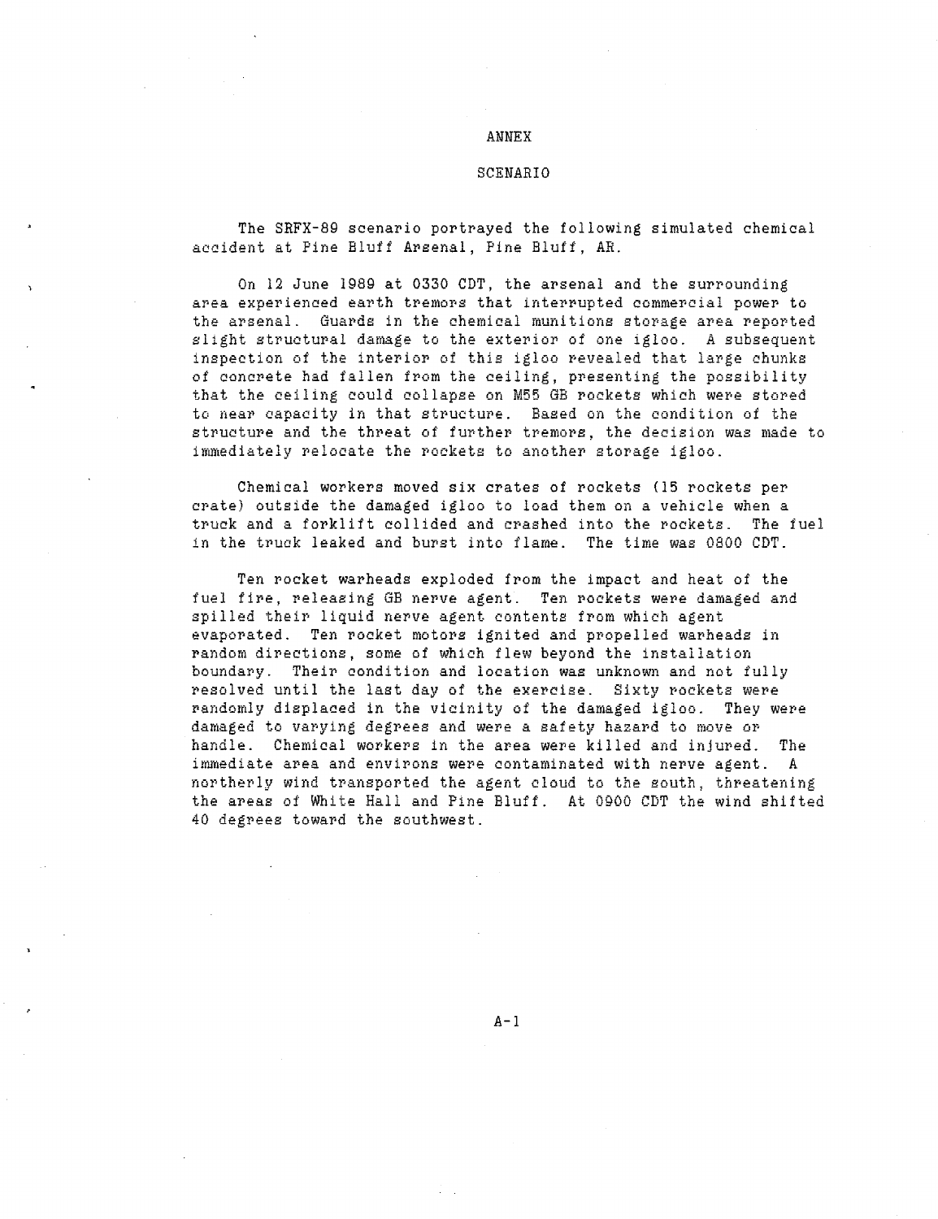# ANNEX

## SCENARIO

The SRFX-89 scenario portrayed the following simulated chemical accident at Pine Bluff Arsenal, Pine Bluff, AR.

On 12 June 1989 at 0330 CDT, the arsenal and the surrounding area experienced earth tremors that interrupted commercial power to the arsenal. Guards in the chemical munitions storage area reported slight structural damage to the exterior of one igloo. A subsequent inspection of the interior of this igloo revealed that large chunks of concrete had fallen from the ceiling, presenting the possibility that the ceiling could collapse on M55 GB rockets which were stored to near capacity in that structure. Based on the condition of the structure and the threat of further tremors, the decision was made to immediately relocate the rockets to another storage igloo.

Chemical workers moved six crates of rockets (15 rockets per crate) outside the damaged igloo to load them on a vehicle when a truck and a forklift collided and crashed into the rockets. The fuel in the truck leaked and burst into flame. The time was 0800 CDT.

Ten rocket warheads exploded from the impact and heat of the fuel fire, releasing GB nerve agent. Ten rockets were damaged and spilled their liquid nerve agent contents from which agent evaporated. Ten rocket motors ignited and propelled warheads in random directions, some of which flew beyond the installation boundary. Their condition and location was unknown and not fully resolved until the last day of the exercise. Sixty rockets were randomly displaced in the vicinity of the damaged igloo. They were damaged to varying degrees and were a safety hazard to move or handle. Chemical workers in the area were killed and injured. The immediate area and environs were contaminated with nerve agent. A northerly wind transported the agent cloud to the south, threatening the areas of White Hall and Pine Bluff. At 0900 CDT the wind shifted 40 degrees toward the southwest.